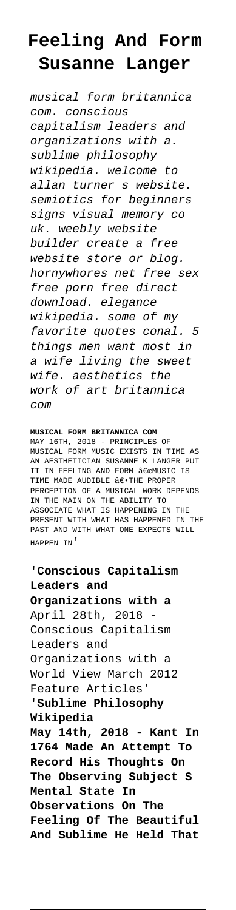# Feeling And Form Susanne Langer

*musical form britannica com. conscious capitalism leaders and organizations with a. sublime philosophy wikipedia. welcome to allan turner s website. semiotics for beginners signs visual memory co uk. weebly website builder create a free website store or blog. hornywhores net free sex free porn free direct download. elegance wikipedia. some of my favorite quotes conal. 5 things men want most in a wife living the sweet wife. aesthetics the work of art britannica com*

**MUSICAL FORM BRITANNICA COM**
MAY 16TH, 2018 - PRINCIPLES OF MUSICAL FORM MUSIC EXISTS IN TIME AS AN AESTHETICIAN SUSANNE K LANGER PUT IT IN FEELING AND FORM â€œMUSIC IS TIME MADE AUDIBLE â€•THE PROPER PERCEPTION OF A MUSICAL WORK DEPENDS IN THE MAIN ON THE ABILITY TO ASSOCIATE WHAT IS HAPPENING IN THE PRESENT WITH WHAT HAS HAPPENED IN THE PAST AND WITH WHAT ONE EXPECTS WILL HAPPEN IN'

'**Conscious Capitalism Leaders and Organizations with a**
April 28th, 2018 - Conscious Capitalism Leaders and Organizations with a World View March 2012 Feature Articles'

'**Sublime Philosophy Wikipedia**
**May 14th, 2018 - Kant In 1764 Made An Attempt To Record His Thoughts On The Observing Subject S Mental State In Observations On The Feeling Of The Beautiful And Sublime He Held That**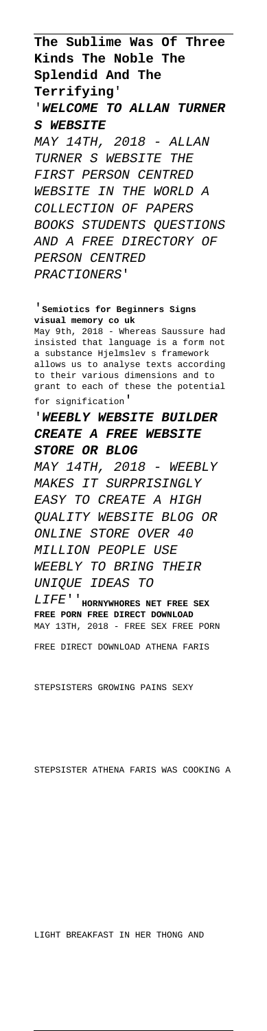**The Sublime Was Of Three Kinds The Noble The Splendid And The Terrifying**'

'***WELCOME TO ALLAN TURNER S WEBSITE***

*MAY 14TH, 2018 - ALLAN TURNER S WEBSITE THE FIRST PERSON CENTRED WEBSITE IN THE WORLD A COLLECTION OF PAPERS BOOKS STUDENTS QUESTIONS AND A FREE DIRECTORY OF PERSON CENTRED PRACTIONERS*'

'**Semiotics for Beginners Signs visual memory co uk**

May 9th, 2018 - Whereas Saussure had insisted that language is a form not a substance Hjelmslev s framework allows us to analyse texts according to their various dimensions and to grant to each of these the potential for signification'

'***WEEBLY WEBSITE BUILDER CREATE A FREE WEBSITE STORE OR BLOG***

*MAY 14TH, 2018 - WEEBLY MAKES IT SURPRISINGLY EASY TO CREATE A HIGH QUALITY WEBSITE BLOG OR ONLINE STORE OVER 40 MILLION PEOPLE USE WEEBLY TO BRING THEIR UNIQUE IDEAS TO LIFE*''**HORNYWHORES NET FREE SEX FREE PORN FREE DIRECT DOWNLOAD**

MAY 13TH, 2018 - FREE SEX FREE PORN FREE DIRECT DOWNLOAD ATHENA FARIS STEPSISTERS GROWING PAINS SEXY STEPSISTER ATHENA FARIS WAS COOKING A LIGHT BREAKFAST IN HER THONG AND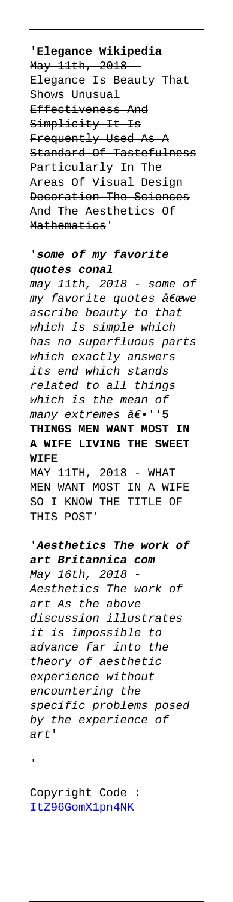'**~~Elegance Wikipedia~~**
~~May 11th, 2018 - Elegance Is Beauty That Shows Unusual Effectiveness And Simplicity It Is Frequently Used As A Standard Of Tastefulness Particularly In The Areas Of Visual Design Decoration The Sciences And The Aesthetics Of Mathematics~~'

'***some of my favorite quotes conal***
*may 11th, 2018 - some of my favorite quotes â€œwe ascribe beauty to that which is simple which has no superfluous parts which exactly answers its end which stands related to all things which is the mean of many extremes â€•*''**5 THINGS MEN WANT MOST IN A WIFE LIVING THE SWEET WIFE**
MAY 11TH, 2018 - WHAT MEN WANT MOST IN A WIFE SO I KNOW THE TITLE OF THIS POST'

'***Aesthetics The work of art Britannica com***
*May 16th, 2018 - Aesthetics The work of art As the above discussion illustrates it is impossible to advance far into the theory of aesthetic experience without encountering the specific problems posed by the experience of art*'

'

Copyright Code : ItZ96GomX1pn4NK